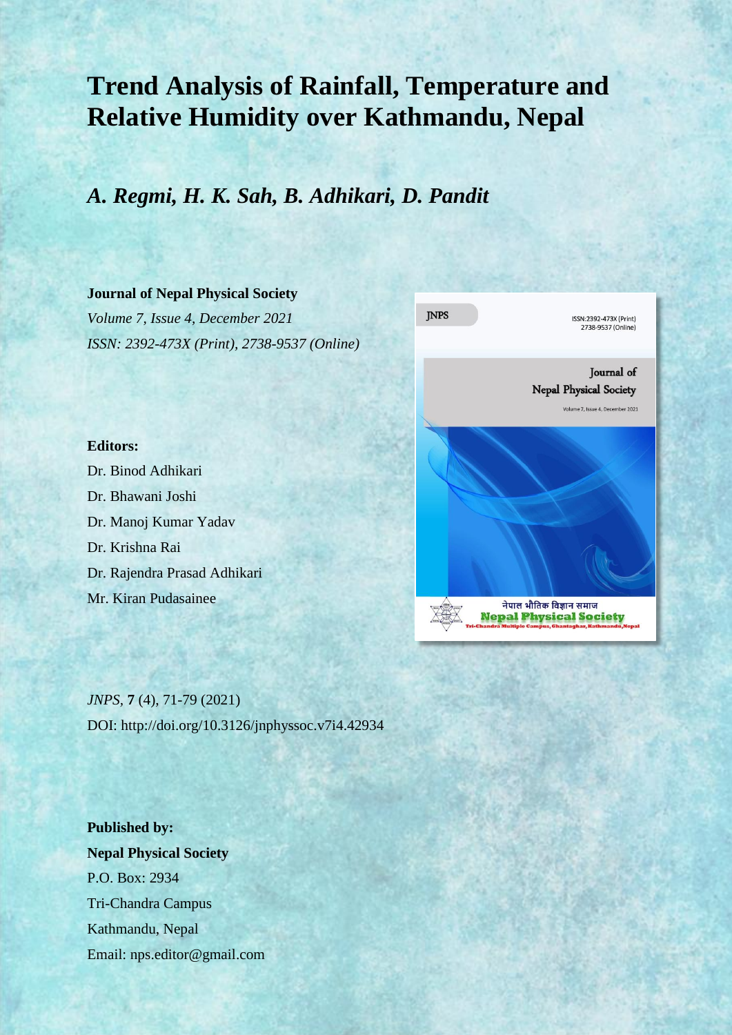# Trend Analysis of Rainfall, Temperature and Relative Humidity over Kathmandu, Nepal

## *A. Regmi, H. K. Sah, B. Adhikari, D. Pandit*

**Journal of Nepal Physical Society**
*Volume 7, Issue 4, December 2021*
*ISSN: 2392-473X (Print), 2738-9537 (Online)*

**Editors:**
Dr. Binod Adhikari
Dr. Bhawani Joshi
Dr. Manoj Kumar Yadav
Dr. Krishna Rai
Dr. Rajendra Prasad Adhikari
Mr. Kiran Pudasainee

*JNPS*, **7** (4), 71-79 (2021)
DOI: http://doi.org/10.3126/jnphyssoc.v7i4.42934

**Published by:**
**Nepal Physical Society**
P.O. Box: 2934
Tri-Chandra Campus
Kathmandu, Nepal
Email: nps.editor@gmail.com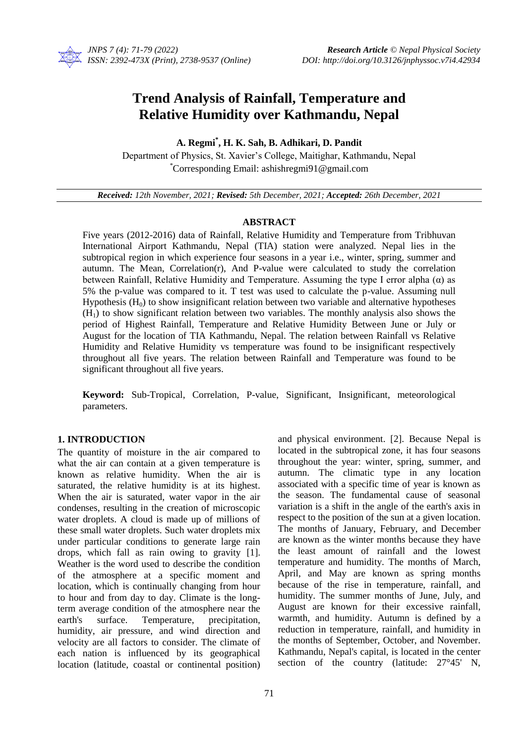# Trend Analysis of Rainfall, Temperature and Relative Humidity over Kathmandu, Nepal

**A. Regmi[*], H. K. Sah, B. Adhikari, D. Pandit**

Department of Physics, St. Xavier's College, Maitighar, Kathmandu, Nepal

[*]Corresponding Email: ashishregmi91@gmail.com

***Received:*** *12th November, 2021;* ***Revised:*** *5th December, 2021;* ***Accepted:*** *26th December, 2021*

## ABSTRACT

Five years (2012-2016) data of Rainfall, Relative Humidity and Temperature from Tribhuvan International Airport Kathmandu, Nepal (TIA) station were analyzed. Nepal lies in the subtropical region in which experience four seasons in a year i.e., winter, spring, summer and autumn. The Mean, Correlation(r), And P-value were calculated to study the correlation between Rainfall, Relative Humidity and Temperature. Assuming the type I error alpha (α) as 5% the p-value was compared to it. T test was used to calculate the p-value. Assuming null Hypothesis ($H_0$) to show insignificant relation between two variable and alternative hypotheses ($H_1$) to show significant relation between two variables. The monthly analysis also shows the period of Highest Rainfall, Temperature and Relative Humidity Between June or July or August for the location of TIA Kathmandu, Nepal. The relation between Rainfall vs Relative Humidity and Relative Humidity vs temperature was found to be insignificant respectively throughout all five years. The relation between Rainfall and Temperature was found to be significant throughout all five years.

**Keyword:** Sub-Tropical, Correlation, P-value, Significant, Insignificant, meteorological parameters.

## 1. INTRODUCTION

The quantity of moisture in the air compared to what the air can contain at a given temperature is known as relative humidity. When the air is saturated, the relative humidity is at its highest. When the air is saturated, water vapor in the air condenses, resulting in the creation of microscopic water droplets. A cloud is made up of millions of these small water droplets. Such water droplets mix under particular conditions to generate large rain drops, which fall as rain owing to gravity [1]. Weather is the word used to describe the condition of the atmosphere at a specific moment and location, which is continually changing from hour to hour and from day to day. Climate is the long-term average condition of the atmosphere near the earth's surface. Temperature, precipitation, humidity, air pressure, and wind direction and velocity are all factors to consider. The climate of each nation is influenced by its geographical location (latitude, coastal or continental position) and physical environment. [2]. Because Nepal is located in the subtropical zone, it has four seasons throughout the year: winter, spring, summer, and autumn. The climatic type in any location associated with a specific time of year is known as the season. The fundamental cause of seasonal variation is a shift in the angle of the earth's axis in respect to the position of the sun at a given location. The months of January, February, and December are known as the winter months because they have the least amount of rainfall and the lowest temperature and humidity. The months of March, April, and May are known as spring months because of the rise in temperature, rainfall, and humidity. The summer months of June, July, and August are known for their excessive rainfall, warmth, and humidity. Autumn is defined by a reduction in temperature, rainfall, and humidity in the months of September, October, and November. Kathmandu, Nepal's capital, is located in the center section of the country (latitude: 27°45' N,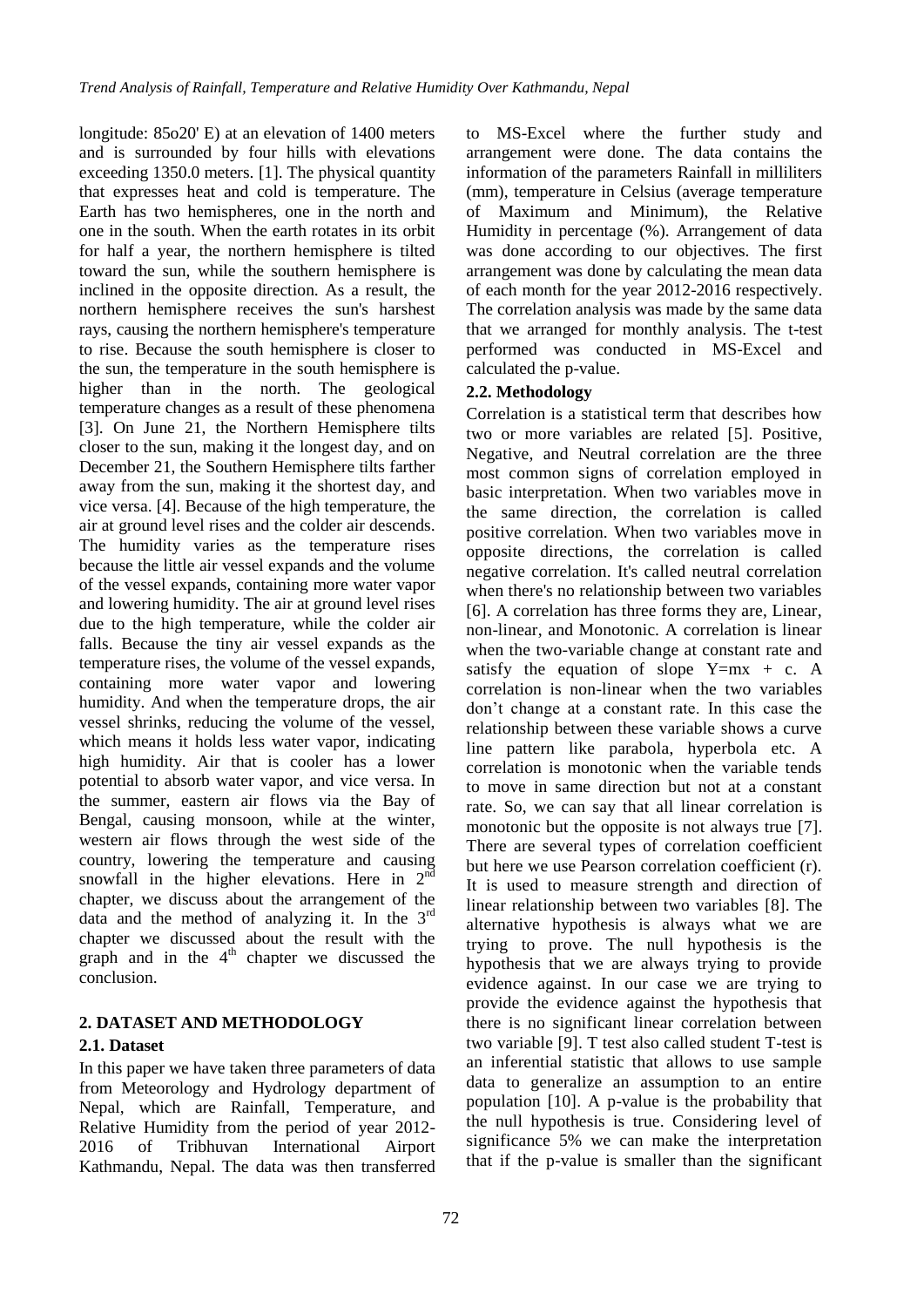longitude: 85o20' E) at an elevation of 1400 meters and is surrounded by four hills with elevations exceeding 1350.0 meters. [1]. The physical quantity that expresses heat and cold is temperature. The Earth has two hemispheres, one in the north and one in the south. When the earth rotates in its orbit for half a year, the northern hemisphere is tilted toward the sun, while the southern hemisphere is inclined in the opposite direction. As a result, the northern hemisphere receives the sun's harshest rays, causing the northern hemisphere's temperature to rise. Because the south hemisphere is closer to the sun, the temperature in the south hemisphere is higher than in the north. The geological temperature changes as a result of these phenomena [3]. On June 21, the Northern Hemisphere tilts closer to the sun, making it the longest day, and on December 21, the Southern Hemisphere tilts farther away from the sun, making it the shortest day, and vice versa. [4]. Because of the high temperature, the air at ground level rises and the colder air descends. The humidity varies as the temperature rises because the little air vessel expands and the volume of the vessel expands, containing more water vapor and lowering humidity. The air at ground level rises due to the high temperature, while the colder air falls. Because the tiny air vessel expands as the temperature rises, the volume of the vessel expands, containing more water vapor and lowering humidity. And when the temperature drops, the air vessel shrinks, reducing the volume of the vessel, which means it holds less water vapor, indicating high humidity. Air that is cooler has a lower potential to absorb water vapor, and vice versa. In the summer, eastern air flows via the Bay of Bengal, causing monsoon, while at the winter, western air flows through the west side of the country, lowering the temperature and causing snowfall in the higher elevations. Here in 2nd chapter, we discuss about the arrangement of the data and the method of analyzing it. In the 3rd chapter we discussed about the result with the graph and in the 4th chapter we discussed the conclusion.

## 2. DATASET AND METHODOLOGY

### 2.1. Dataset

In this paper we have taken three parameters of data from Meteorology and Hydrology department of Nepal, which are Rainfall, Temperature, and Relative Humidity from the period of year 2012-2016 of Tribhuvan International Airport Kathmandu, Nepal. The data was then transferred to MS-Excel where the further study and arrangement were done. The data contains the information of the parameters Rainfall in milliliters (mm), temperature in Celsius (average temperature of Maximum and Minimum), the Relative Humidity in percentage (%). Arrangement of data was done according to our objectives. The first arrangement was done by calculating the mean data of each month for the year 2012-2016 respectively. The correlation analysis was made by the same data that we arranged for monthly analysis. The t-test performed was conducted in MS-Excel and calculated the p-value.

### 2.2. Methodology

Correlation is a statistical term that describes how two or more variables are related [5]. Positive, Negative, and Neutral correlation are the three most common signs of correlation employed in basic interpretation. When two variables move in the same direction, the correlation is called positive correlation. When two variables move in opposite directions, the correlation is called negative correlation. It's called neutral correlation when there's no relationship between two variables [6]. A correlation has three forms they are, Linear, non-linear, and Monotonic. A correlation is linear when the two-variable change at constant rate and satisfy the equation of slope $Y=mx + c$. A correlation is non-linear when the two variables don't change at a constant rate. In this case the relationship between these variable shows a curve line pattern like parabola, hyperbola etc. A correlation is monotonic when the variable tends to move in same direction but not at a constant rate. So, we can say that all linear correlation is monotonic but the opposite is not always true [7]. There are several types of correlation coefficient but here we use Pearson correlation coefficient (r). It is used to measure strength and direction of linear relationship between two variables [8]. The alternative hypothesis is always what we are trying to prove. The null hypothesis is the hypothesis that we are always trying to provide evidence against. In our case we are trying to provide the evidence against the hypothesis that there is no significant linear correlation between two variable [9]. T test also called student T-test is an inferential statistic that allows to use sample data to generalize an assumption to an entire population [10]. A p-value is the probability that the null hypothesis is true. Considering level of significance 5% we can make the interpretation that if the p-value is smaller than the significant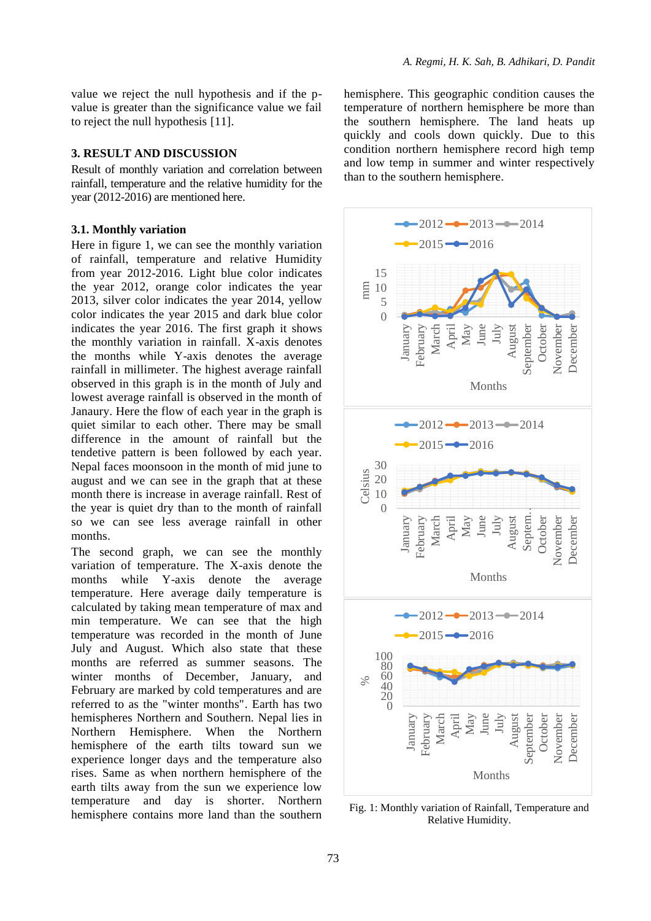value we reject the null hypothesis and if the p-value is greater than the significance value we fail to reject the null hypothesis [11].

## 3. RESULT AND DISCUSSION

Result of monthly variation and correlation between rainfall, temperature and the relative humidity for the year (2012-2016) are mentioned here.

### 3.1. Monthly variation

Here in figure 1, we can see the monthly variation of rainfall, temperature and relative Humidity from year 2012-2016. Light blue color indicates the year 2012, orange color indicates the year 2013, silver color indicates the year 2014, yellow color indicates the year 2015 and dark blue color indicates the year 2016. The first graph it shows the monthly variation in rainfall. X-axis denotes the months while Y-axis denotes the average rainfall in millimeter. The highest average rainfall observed in this graph is in the month of July and lowest average rainfall is observed in the month of Janaury. Here the flow of each year in the graph is quiet similar to each other. There may be small difference in the amount of rainfall but the tendetive pattern is been followed by each year. Nepal faces moonsoon in the month of mid june to august and we can see in the graph that at these month there is increase in average rainfall. Rest of the year is quiet dry than to the month of rainfall so we can see less average rainfall in other months.

The second graph, we can see the monthly variation of temperature. The X-axis denote the months while Y-axis denote the average temperature. Here average daily temperature is calculated by taking mean temperature of max and min temperature. We can see that the high temperature was recorded in the month of June July and August. Which also state that these months are referred as summer seasons. The winter months of December, January, and February are marked by cold temperatures and are referred to as the "winter months". Earth has two hemispheres Northern and Southern. Nepal lies in Northern Hemisphere. When the Northern hemisphere of the earth tilts toward sun we experience longer days and the temperature also rises. Same as when northern hemisphere of the earth tilts away from the sun we experience low temperature and day is shorter. Northern hemisphere contains more land than the southern hemisphere. This geographic condition causes the temperature of northern hemisphere be more than the southern hemisphere. The land heats up quickly and cools down quickly. Due to this condition northern hemisphere record high temp and low temp in summer and winter respectively than to the southern hemisphere.

Fig. 1: Monthly variation of Rainfall, Temperature and Relative Humidity.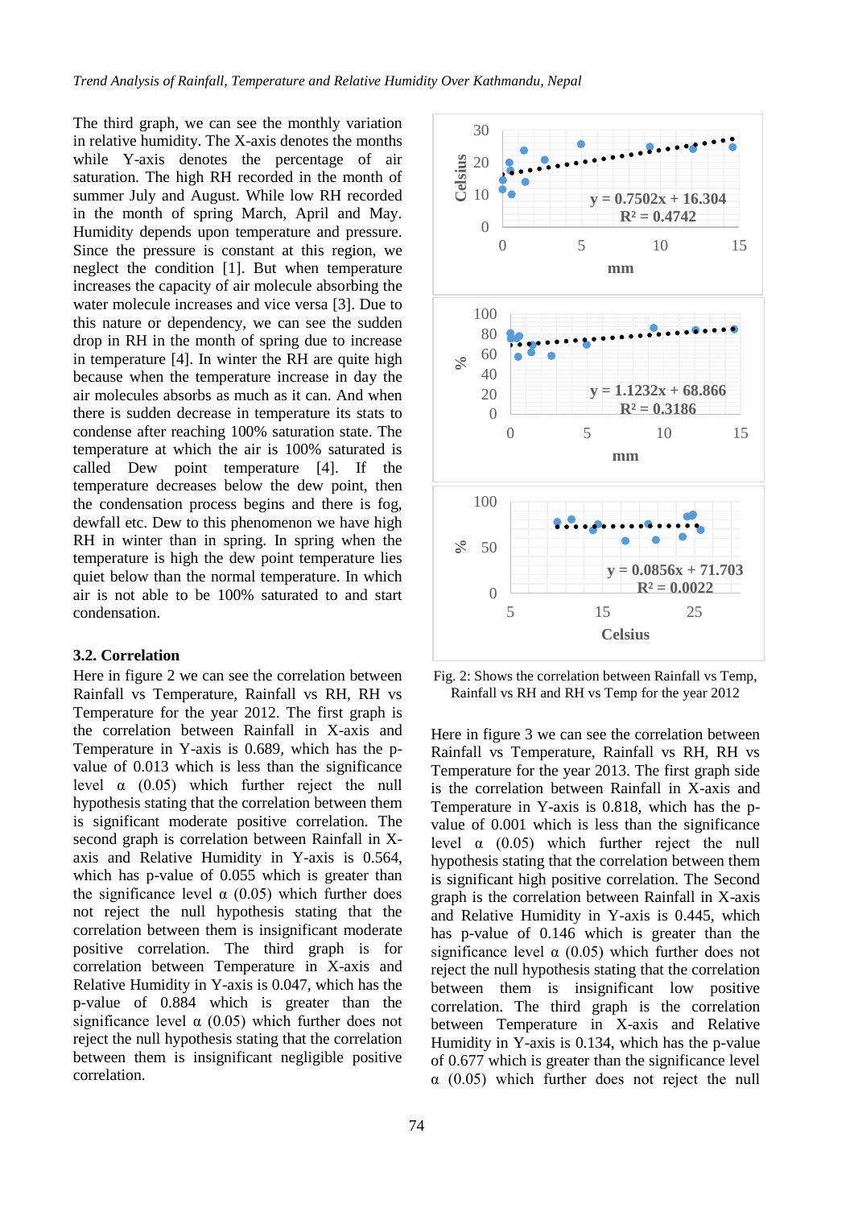The third graph, we can see the monthly variation in relative humidity. The X-axis denotes the months while Y-axis denotes the percentage of air saturation. The high RH recorded in the month of summer July and August. While low RH recorded in the month of spring March, April and May. Humidity depends upon temperature and pressure. Since the pressure is constant at this region, we neglect the condition [1]. But when temperature increases the capacity of air molecule absorbing the water molecule increases and vice versa [3]. Due to this nature or dependency, we can see the sudden drop in RH in the month of spring due to increase in temperature [4]. In winter the RH are quite high because when the temperature increase in day the air molecules absorbs as much as it can. And when there is sudden decrease in temperature its stats to condense after reaching 100% saturation state. The temperature at which the air is 100% saturated is called Dew point temperature [4]. If the temperature decreases below the dew point, then the condensation process begins and there is fog, dewfall etc. Dew to this phenomenon we have high RH in winter than in spring. In spring when the temperature is high the dew point temperature lies quiet below than the normal temperature. In which air is not able to be 100% saturated to and start condensation.

### 3.2. Correlation

Here in figure 2 we can see the correlation between Rainfall vs Temperature, Rainfall vs RH, RH vs Temperature for the year 2012. The first graph is the correlation between Rainfall in X-axis and Temperature in Y-axis is 0.689, which has the p-value of 0.013 which is less than the significance level α (0.05) which further reject the null hypothesis stating that the correlation between them is significant moderate positive correlation. The second graph is correlation between Rainfall in X-axis and Relative Humidity in Y-axis is 0.564, which has p-value of 0.055 which is greater than the significance level α (0.05) which further does not reject the null hypothesis stating that the correlation between them is insignificant moderate positive correlation. The third graph is for correlation between Temperature in X-axis and Relative Humidity in Y-axis is 0.047, which has the p-value of 0.884 which is greater than the significance level α (0.05) which further does not reject the null hypothesis stating that the correlation between them is insignificant negligible positive correlation.

Fig. 2: Shows the correlation between Rainfall vs Temp, Rainfall vs RH and RH vs Temp for the year 2012

Here in figure 3 we can see the correlation between Rainfall vs Temperature, Rainfall vs RH, RH vs Temperature for the year 2013. The first graph side is the correlation between Rainfall in X-axis and Temperature in Y-axis is 0.818, which has the p-value of 0.001 which is less than the significance level α (0.05) which further reject the null hypothesis stating that the correlation between them is significant high positive correlation. The Second graph is the correlation between Rainfall in X-axis and Relative Humidity in Y-axis is 0.445, which has p-value of 0.146 which is greater than the significance level α (0.05) which further does not reject the null hypothesis stating that the correlation between them is insignificant low positive correlation. The third graph is the correlation between Temperature in X-axis and Relative Humidity in Y-axis is 0.134, which has the p-value of 0.677 which is greater than the significance level α (0.05) which further does not reject the null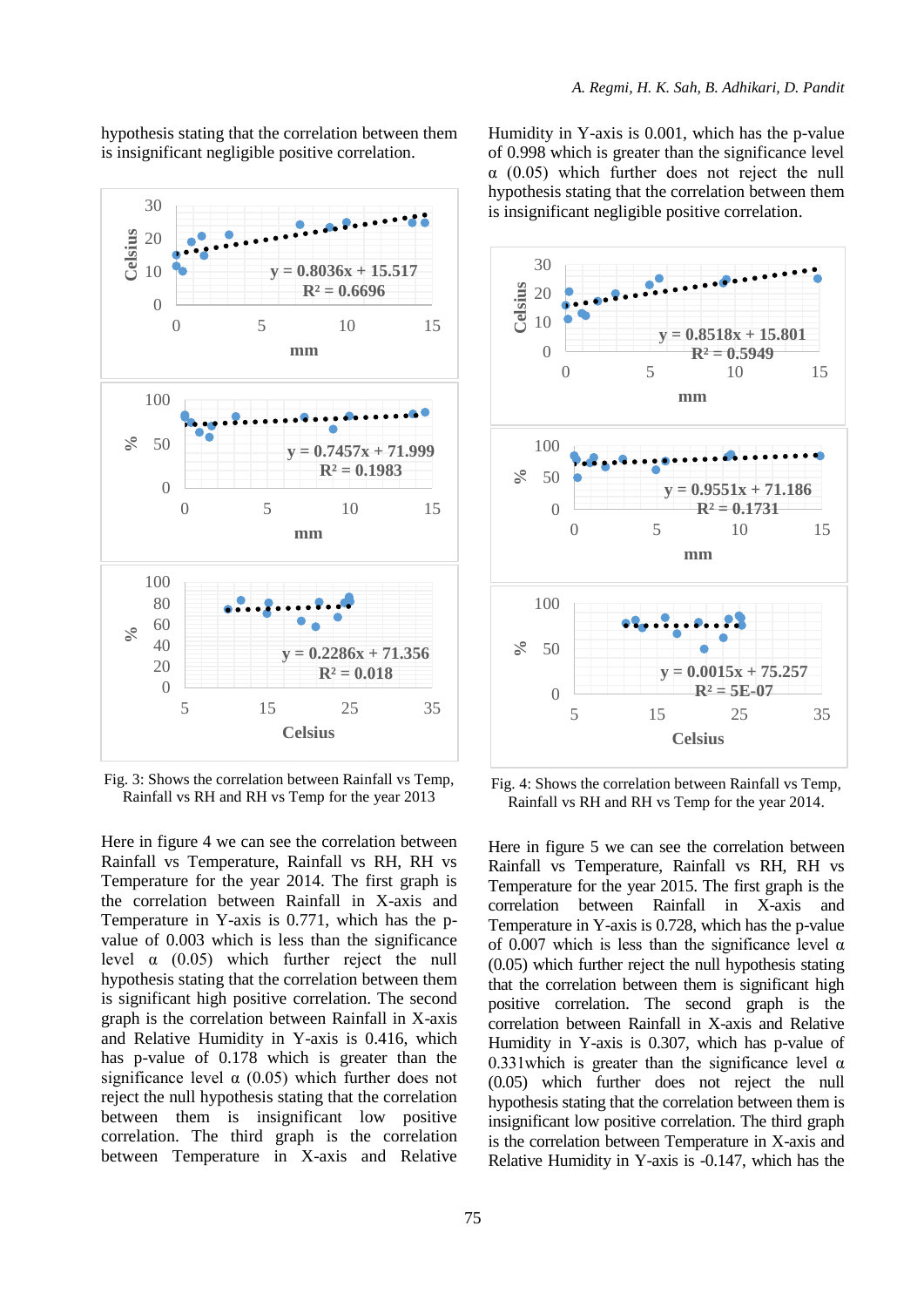hypothesis stating that the correlation between them is insignificant negligible positive correlation.

Fig. 3: Shows the correlation between Rainfall vs Temp, Rainfall vs RH and RH vs Temp for the year 2013

Here in figure 4 we can see the correlation between Rainfall vs Temperature, Rainfall vs RH, RH vs Temperature for the year 2014. The first graph is the correlation between Rainfall in X-axis and Temperature in Y-axis is 0.771, which has the p-value of 0.003 which is less than the significance level α (0.05) which further reject the null hypothesis stating that the correlation between them is significant high positive correlation. The second graph is the correlation between Rainfall in X-axis and Relative Humidity in Y-axis is 0.416, which has p-value of 0.178 which is greater than the significance level α (0.05) which further does not reject the null hypothesis stating that the correlation between them is insignificant low positive correlation. The third graph is the correlation between Temperature in X-axis and Relative Humidity in Y-axis is 0.001, which has the p-value of 0.998 which is greater than the significance level α (0.05) which further does not reject the null hypothesis stating that the correlation between them is insignificant negligible positive correlation.

Fig. 4: Shows the correlation between Rainfall vs Temp, Rainfall vs RH and RH vs Temp for the year 2014.

Here in figure 5 we can see the correlation between Rainfall vs Temperature, Rainfall vs RH, RH vs Temperature for the year 2015. The first graph is the correlation between Rainfall in X-axis and Temperature in Y-axis is 0.728, which has the p-value of 0.007 which is less than the significance level α (0.05) which further reject the null hypothesis stating that the correlation between them is significant high positive correlation. The second graph is the correlation between Rainfall in X-axis and Relative Humidity in Y-axis is 0.307, which has p-value of 0.331which is greater than the significance level α (0.05) which further does not reject the null hypothesis stating that the correlation between them is insignificant low positive correlation. The third graph is the correlation between Temperature in X-axis and Relative Humidity in Y-axis is -0.147, which has the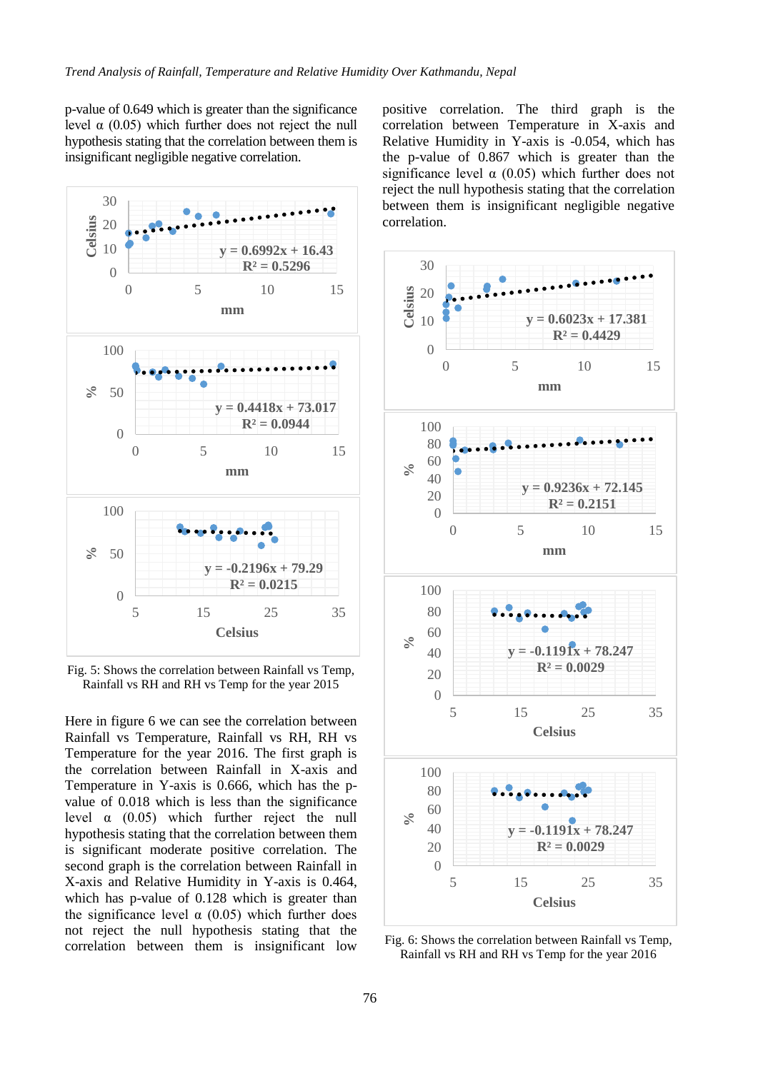p-value of 0.649 which is greater than the significance level α (0.05) which further does not reject the null hypothesis stating that the correlation between them is insignificant negligible negative correlation.

Fig. 5: Shows the correlation between Rainfall vs Temp, Rainfall vs RH and RH vs Temp for the year 2015

Here in figure 6 we can see the correlation between Rainfall vs Temperature, Rainfall vs RH, RH vs Temperature for the year 2016. The first graph is the correlation between Rainfall in X-axis and Temperature in Y-axis is 0.666, which has the p-value of 0.018 which is less than the significance level α (0.05) which further reject the null hypothesis stating that the correlation between them is significant moderate positive correlation. The second graph is the correlation between Rainfall in X-axis and Relative Humidity in Y-axis is 0.464, which has p-value of 0.128 which is greater than the significance level α (0.05) which further does not reject the null hypothesis stating that the correlation between them is insignificant low positive correlation. The third graph is the correlation between Temperature in X-axis and Relative Humidity in Y-axis is -0.054, which has the p-value of 0.867 which is greater than the significance level α (0.05) which further does not reject the null hypothesis stating that the correlation between them is insignificant negligible negative correlation.

Fig. 6: Shows the correlation between Rainfall vs Temp, Rainfall vs RH and RH vs Temp for the year 2016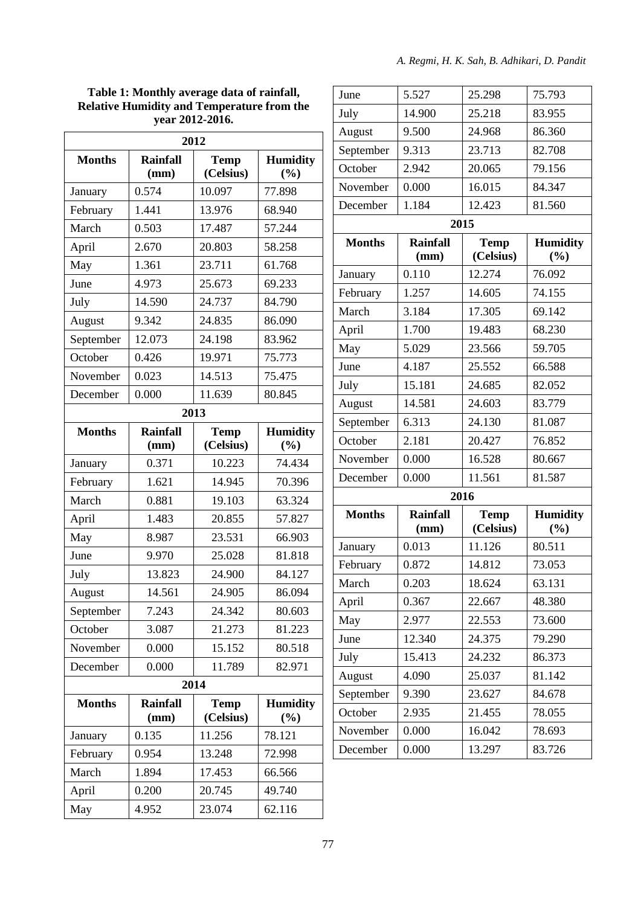**Table 1: Monthly average data of rainfall, Relative Humidity and Temperature from the year 2012-2016.**

| 2012 | | | |
|---|---|---|---|
| **Months** | **Rainfall (mm)** | **Temp (Celsius)** | **Humidity (%)** |
| January | 0.574 | 10.097 | 77.898 |
| February | 1.441 | 13.976 | 68.940 |
| March | 0.503 | 17.487 | 57.244 |
| April | 2.670 | 20.803 | 58.258 |
| May | 1.361 | 23.711 | 61.768 |
| June | 4.973 | 25.673 | 69.233 |
| July | 14.590 | 24.737 | 84.790 |
| August | 9.342 | 24.835 | 86.090 |
| September | 12.073 | 24.198 | 83.962 |
| October | 0.426 | 19.971 | 75.773 |
| November | 0.023 | 14.513 | 75.475 |
| December | 0.000 | 11.639 | 80.845 |
| **2013** | | | |
| **Months** | **Rainfall (mm)** | **Temp (Celsius)** | **Humidity (%)** |
| January | 0.371 | 10.223 | 74.434 |
| February | 1.621 | 14.945 | 70.396 |
| March | 0.881 | 19.103 | 63.324 |
| April | 1.483 | 20.855 | 57.827 |
| May | 8.987 | 23.531 | 66.903 |
| June | 9.970 | 25.028 | 81.818 |
| July | 13.823 | 24.900 | 84.127 |
| August | 14.561 | 24.905 | 86.094 |
| September | 7.243 | 24.342 | 80.603 |
| October | 3.087 | 21.273 | 81.223 |
| November | 0.000 | 15.152 | 80.518 |
| December | 0.000 | 11.789 | 82.971 |
| **2014** | | | |
| **Months** | **Rainfall (mm)** | **Temp (Celsius)** | **Humidity (%)** |
| January | 0.135 | 11.256 | 78.121 |
| February | 0.954 | 13.248 | 72.998 |
| March | 1.894 | 17.453 | 66.566 |
| April | 0.200 | 20.745 | 49.740 |
| May | 4.952 | 23.074 | 62.116 |
| June | 5.527 | 25.298 | 75.793 |
| July | 14.900 | 25.218 | 83.955 |
| August | 9.500 | 24.968 | 86.360 |
| September | 9.313 | 23.713 | 82.708 |
| October | 2.942 | 20.065 | 79.156 |
| November | 0.000 | 16.015 | 84.347 |
| December | 1.184 | 12.423 | 81.560 |
| **2015** | | | |
| **Months** | **Rainfall (mm)** | **Temp (Celsius)** | **Humidity (%)** |
| January | 0.110 | 12.274 | 76.092 |
| February | 1.257 | 14.605 | 74.155 |
| March | 3.184 | 17.305 | 69.142 |
| April | 1.700 | 19.483 | 68.230 |
| May | 5.029 | 23.566 | 59.705 |
| June | 4.187 | 25.552 | 66.588 |
| July | 15.181 | 24.685 | 82.052 |
| August | 14.581 | 24.603 | 83.779 |
| September | 6.313 | 24.130 | 81.087 |
| October | 2.181 | 20.427 | 76.852 |
| November | 0.000 | 16.528 | 80.667 |
| December | 0.000 | 11.561 | 81.587 |
| **2016** | | | |
| **Months** | **Rainfall (mm)** | **Temp (Celsius)** | **Humidity (%)** |
| January | 0.013 | 11.126 | 80.511 |
| February | 0.872 | 14.812 | 73.053 |
| March | 0.203 | 18.624 | 63.131 |
| April | 0.367 | 22.667 | 48.380 |
| May | 2.977 | 22.553 | 73.600 |
| June | 12.340 | 24.375 | 79.290 |
| July | 15.413 | 24.232 | 86.373 |
| August | 4.090 | 25.037 | 81.142 |
| September | 9.390 | 23.627 | 84.678 |
| October | 2.935 | 21.455 | 78.055 |
| November | 0.000 | 16.042 | 78.693 |
| December | 0.000 | 13.297 | 83.726 |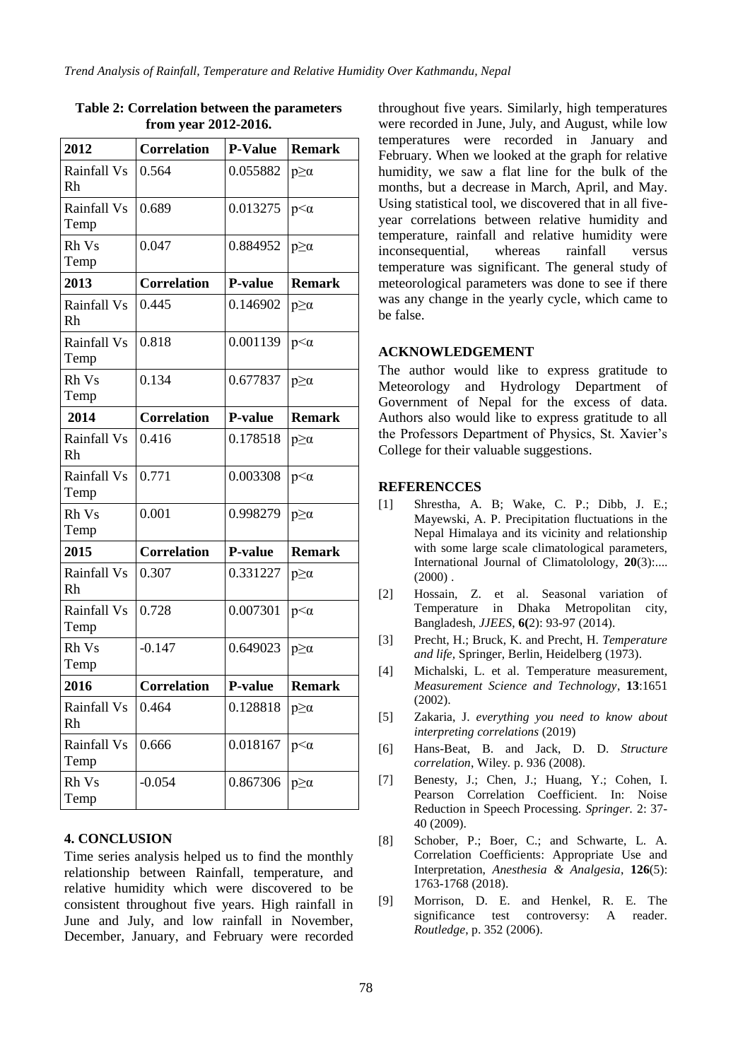**Table 2: Correlation between the parameters from year 2012-2016.**

| 2012 | Correlation | P-Value | Remark |
|---|---|---|---|
| Rainfall Vs Rh | 0.564 | 0.055882 | p≥α |
| Rainfall Vs Temp | 0.689 | 0.013275 | p<α |
| Rh Vs Temp | 0.047 | 0.884952 | p≥α |
| **2013** | **Correlation** | **P-value** | **Remark** |
| Rainfall Vs Rh | 0.445 | 0.146902 | p≥α |
| Rainfall Vs Temp | 0.818 | 0.001139 | p<α |
| Rh Vs Temp | 0.134 | 0.677837 | p≥α |
| **2014** | **Correlation** | **P-value** | **Remark** |
| Rainfall Vs Rh | 0.416 | 0.178518 | p≥α |
| Rainfall Vs Temp | 0.771 | 0.003308 | p<α |
| Rh Vs Temp | 0.001 | 0.998279 | p≥α |
| **2015** | **Correlation** | **P-value** | **Remark** |
| Rainfall Vs Rh | 0.307 | 0.331227 | p≥α |
| Rainfall Vs Temp | 0.728 | 0.007301 | p<α |
| Rh Vs Temp | -0.147 | 0.649023 | p≥α |
| **2016** | **Correlation** | **P-value** | **Remark** |
| Rainfall Vs Rh | 0.464 | 0.128818 | p≥α |
| Rainfall Vs Temp | 0.666 | 0.018167 | p<α |
| Rh Vs Temp | -0.054 | 0.867306 | p≥α |

## 4. CONCLUSION

Time series analysis helped us to find the monthly relationship between Rainfall, temperature, and relative humidity which were discovered to be consistent throughout five years. High rainfall in June and July, and low rainfall in November, December, January, and February were recorded throughout five years. Similarly, high temperatures were recorded in June, July, and August, while low temperatures were recorded in January and February. When we looked at the graph for relative humidity, we saw a flat line for the bulk of the months, but a decrease in March, April, and May. Using statistical tool, we discovered that in all five-year correlations between relative humidity and temperature, rainfall and relative humidity were inconsequential, whereas rainfall versus temperature was significant. The general study of meteorological parameters was done to see if there was any change in the yearly cycle, which came to be false.

## ACKNOWLEDGEMENT

The author would like to express gratitude to Meteorology and Hydrology Department of Government of Nepal for the excess of data. Authors also would like to express gratitude to all the Professors Department of Physics, St. Xavier's College for their valuable suggestions.

## REFERENCCES

[1] Shrestha, A. B; Wake, C. P.; Dibb, J. E.; Mayewski, A. P. Precipitation fluctuations in the Nepal Himalaya and its vicinity and relationship with some large scale climatological parameters, International Journal of Climatolology, **20**(3):.... (2000) .

[2] Hossain, Z. et al. Seasonal variation of Temperature in Dhaka Metropolitan city, Bangladesh, *JJEES*, **6(**2): 93-97 (2014).

[3] Precht, H.; Bruck, K. and Precht, H. *Temperature and life*, Springer, Berlin, Heidelberg (1973).

[4] Michalski, L. et al. Temperature measurement, *Measurement Science and Technology*, **13**:1651 (2002).

[5] Zakaria, J. *everything you need to know about interpreting correlations* (2019)

[6] Hans-Beat, B. and Jack, D. D. *Structure correlation*, Wiley. p. 936 (2008).

[7] Benesty, J.; Chen, J.; Huang, Y.; Cohen, I. Pearson Correlation Coefficient. In: Noise Reduction in Speech Processing. *Springer.* 2: 37-40 (2009).

[8] Schober, P.; Boer, C.; and Schwarte, L. A. Correlation Coefficients: Appropriate Use and Interpretation, *Anesthesia & Analgesia*, **126**(5): 1763-1768 (2018).

[9] Morrison, D. E. and Henkel, R. E. The significance test controversy: A reader. *Routledge*, p. 352 (2006).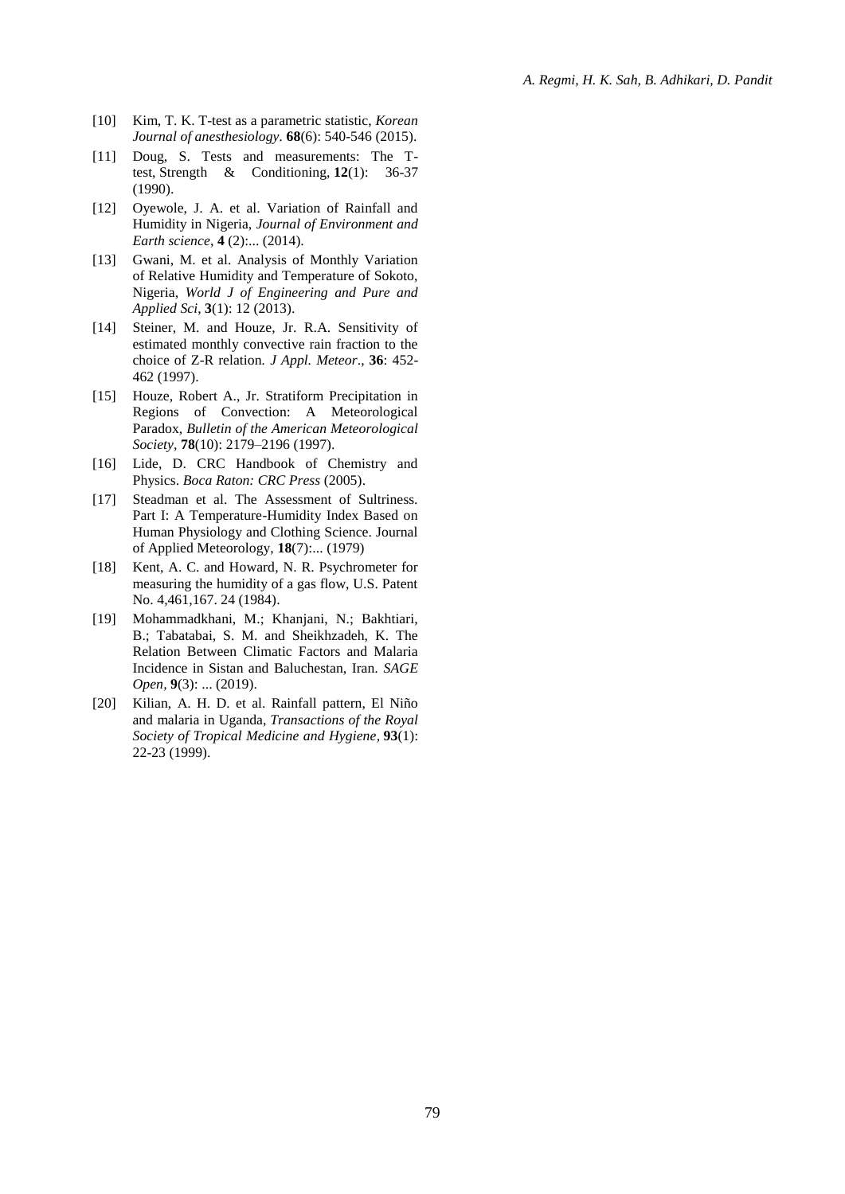[10] Kim, T. K. T-test as a parametric statistic, *Korean Journal of anesthesiology*. **68**(6): 540-546 (2015).

[11] Doug, S. Tests and measurements: The T-test, Strength & Conditioning, **12**(1): 36-37 (1990).

[12] Oyewole, J. A. et al. Variation of Rainfall and Humidity in Nigeria, *Journal of Environment and Earth science*, **4** (2):... (2014).

[13] Gwani, M. et al. Analysis of Monthly Variation of Relative Humidity and Temperature of Sokoto, Nigeria, *World J of Engineering and Pure and Applied Sci*, **3**(1): 12 (2013).

[14] Steiner, M. and Houze, Jr. R.A. Sensitivity of estimated monthly convective rain fraction to the choice of Z-R relation. *J Appl. Meteor*., **36**: 452-462 (1997).

[15] Houze, Robert A., Jr. Stratiform Precipitation in Regions of Convection: A Meteorological Paradox, *Bulletin of the American Meteorological Society*, **78**(10): 2179–2196 (1997).

[16] Lide, D. CRC Handbook of Chemistry and Physics. *Boca Raton: CRC Press* (2005).

[17] Steadman et al. The Assessment of Sultriness. Part I: A Temperature-Humidity Index Based on Human Physiology and Clothing Science. Journal of Applied Meteorology, **18**(7):... (1979)

[18] Kent, A. C. and Howard, N. R. Psychrometer for measuring the humidity of a gas flow, U.S. Patent No. 4,461,167. 24 (1984).

[19] Mohammadkhani, M.; Khanjani, N.; Bakhtiari, B.; Tabatabai, S. M. and Sheikhzadeh, K. The Relation Between Climatic Factors and Malaria Incidence in Sistan and Baluchestan, Iran. *SAGE Open*, **9**(3): ... (2019).

[20] Kilian, A. H. D. et al. Rainfall pattern, El Niño and malaria in Uganda, *Transactions of the Royal Society of Tropical Medicine and Hygiene*, **93**(1): 22-23 (1999).